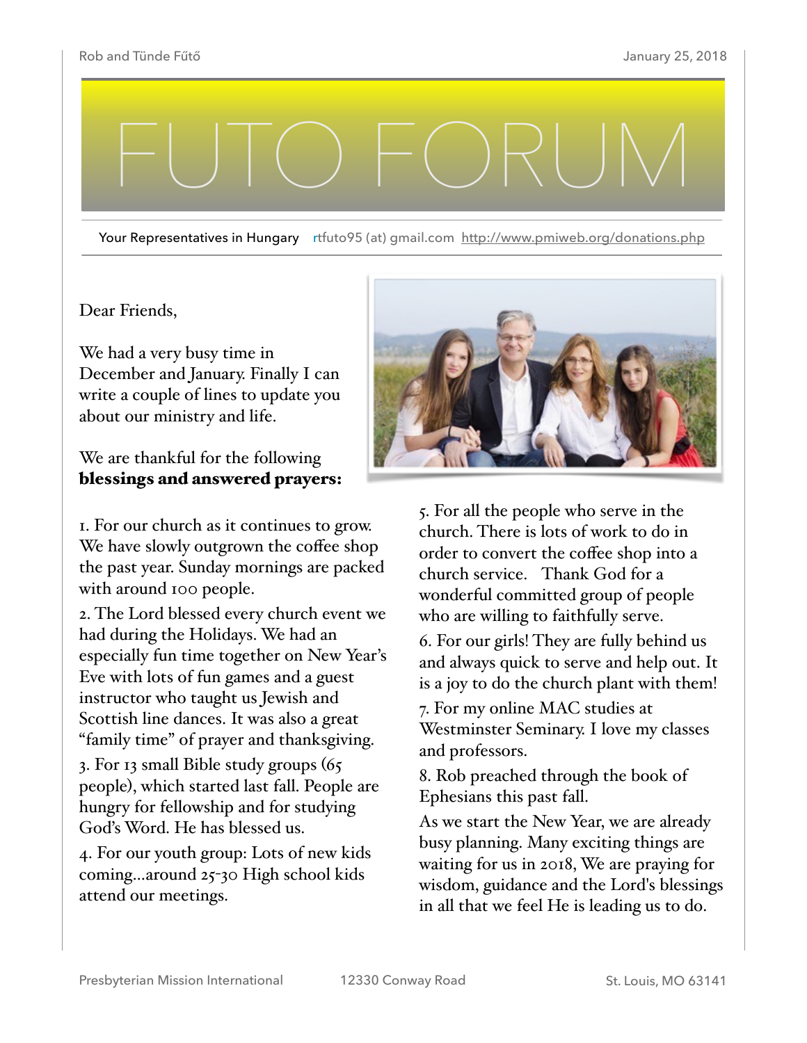Rob and Tünde Fűtő

January 25, 2018

# FUTO FORUM

Your Representatives in Hungary rtfuto95 (at) gmail.com http://www.pmiweb.org/donations.php

Dear Friends,

We had a very busy time in December and January. Finally I can write a couple of lines to update you about our ministry and life.

We are thankful for the following **blessings and answered prayers:**

1. For our church as it continues to grow. We have slowly outgrown the coffee shop the past year. Sunday mornings are packed with around 100 people.
2. The Lord blessed every church event we had during the Holidays. We had an especially fun time together on New Year's Eve with lots of fun games and a guest instructor who taught us Jewish and Scottish line dances. It was also a great "family time" of prayer and thanksgiving.
3. For 13 small Bible study groups (65 people), which started last fall. People are hungry for fellowship and for studying God's Word. He has blessed us.
4. For our youth group: Lots of new kids coming…around 25-30 High school kids attend our meetings.
5. For all the people who serve in the church. There is lots of work to do in order to convert the coffee shop into a church service. Thank God for a wonderful committed group of people who are willing to faithfully serve.
6. For our girls! They are fully behind us and always quick to serve and help out. It is a joy to do the church plant with them!
7. For my online MAC studies at Westminster Seminary. I love my classes and professors.
8. Rob preached through the book of Ephesians this past fall.

As we start the New Year, we are already busy planning. Many exciting things are waiting for us in 2018, We are praying for wisdom, guidance and the Lord's blessings in all that we feel He is leading us to do.

Presbyterian Mission International 12330 Conway Road St. Louis, MO 63141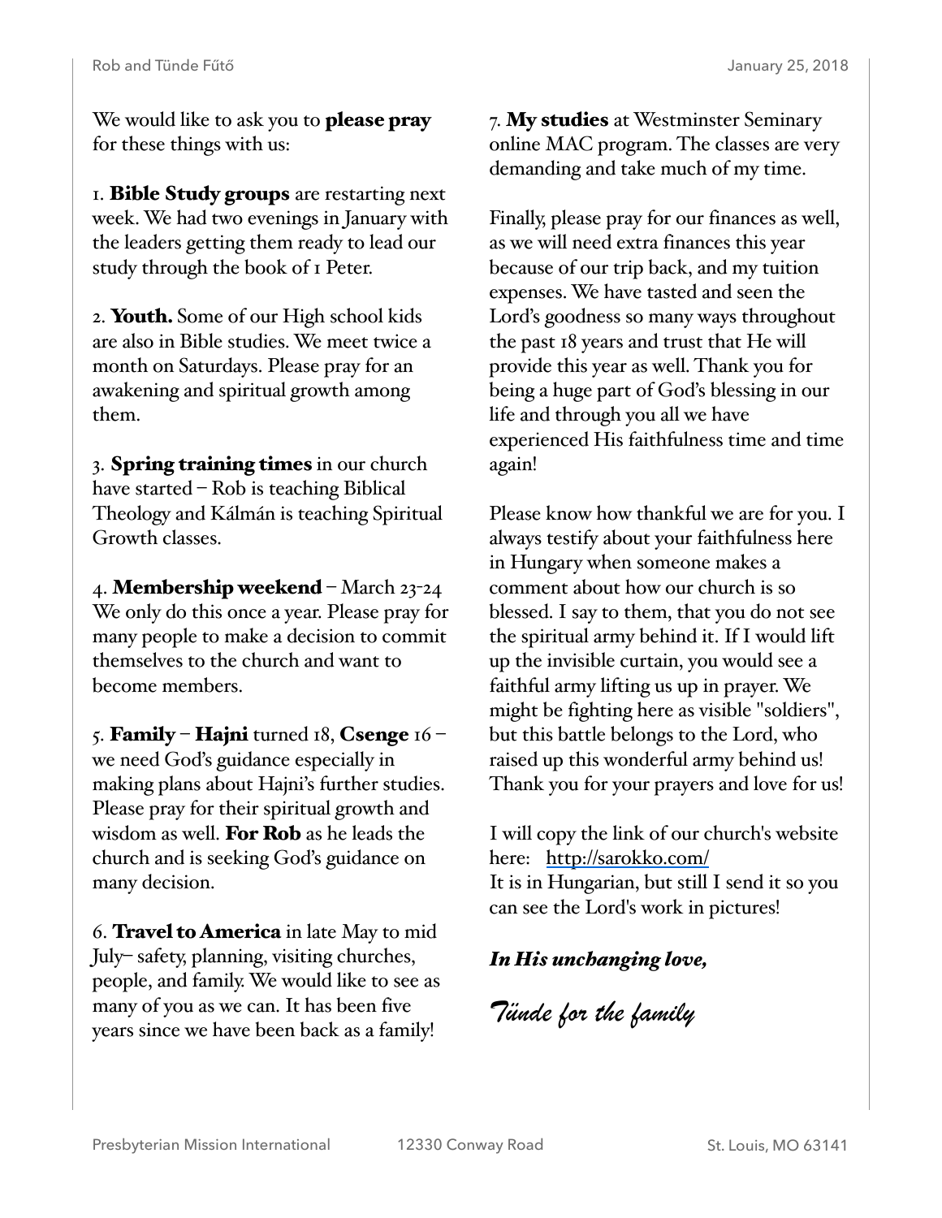We would like to ask you to **please pray** for these things with us:

1. **Bible Study groups** are restarting next week. We had two evenings in January with the leaders getting them ready to lead our study through the book of 1 Peter.

2. **Youth.** Some of our High school kids are also in Bible studies. We meet twice a month on Saturdays. Please pray for an awakening and spiritual growth among them.

3. **Spring training times** in our church have started – Rob is teaching Biblical Theology and Kálmán is teaching Spiritual Growth classes.

4. **Membership weekend** – March 23-24 We only do this once a year. Please pray for many people to make a decision to commit themselves to the church and want to become members.

5. **Family** – **Hajni** turned 18, **Csenge** 16 – we need God's guidance especially in making plans about Hajni's further studies. Please pray for their spiritual growth and wisdom as well. **For Rob** as he leads the church and is seeking God's guidance on many decision.

6. **Travel to America** in late May to mid July– safety, planning, visiting churches, people, and family. We would like to see as many of you as we can. It has been five years since we have been back as a family!

7. **My studies** at Westminster Seminary online MAC program. The classes are very demanding and take much of my time.

Finally, please pray for our finances as well, as we will need extra finances this year because of our trip back, and my tuition expenses. We have tasted and seen the Lord's goodness so many ways throughout the past 18 years and trust that He will provide this year as well. Thank you for being a huge part of God's blessing in our life and through you all we have experienced His faithfulness time and time again!

Please know how thankful we are for you. I always testify about your faithfulness here in Hungary when someone makes a comment about how our church is so blessed. I say to them, that you do not see the spiritual army behind it. If I would lift up the invisible curtain, you would see a faithful army lifting us up in prayer. We might be fighting here as visible "soldiers", but this battle belongs to the Lord, who raised up this wonderful army behind us! Thank you for your prayers and love for us!

I will copy the link of our church's website here: http://sarokko.com/
It is in Hungarian, but still I send it so you can see the Lord's work in pictures!

***In His unchanging love,***

*Tünde for the family*